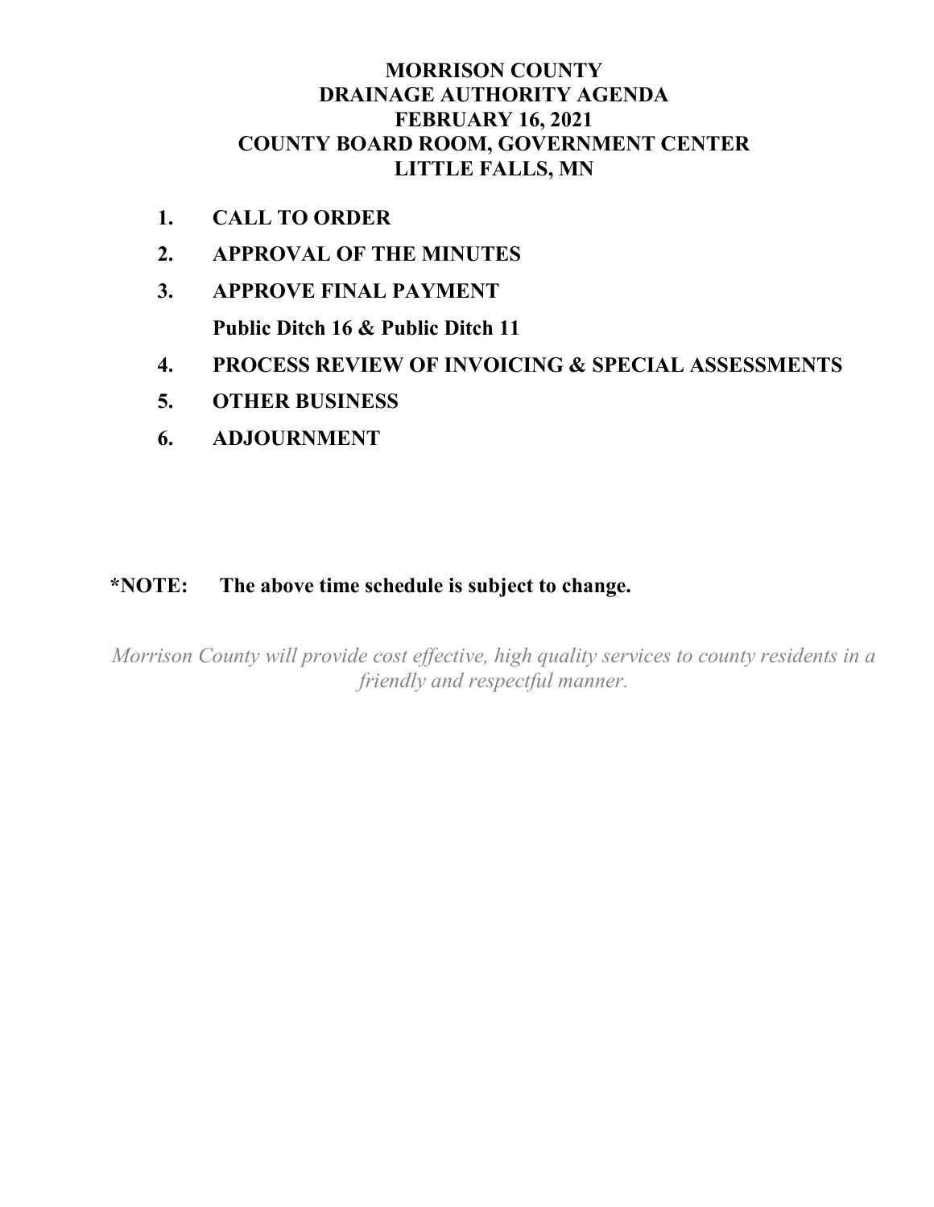# MORRISON COUNTY
# DRAINAGE AUTHORITY AGENDA
# FEBRUARY 16, 2021
# COUNTY BOARD ROOM, GOVERNMENT CENTER
# LITTLE FALLS, MN

1. **CALL TO ORDER**
2. **APPROVAL OF THE MINUTES**
3. **APPROVE FINAL PAYMENT**

   **Public Ditch 16 & Public Ditch 11**
4. **PROCESS REVIEW OF INVOICING & SPECIAL ASSESSMENTS**
5. **OTHER BUSINESS**
6. **ADJOURNMENT**

**\*NOTE: The above time schedule is subject to change.**

*Morrison County will provide cost effective, high quality services to county residents in a friendly and respectful manner.*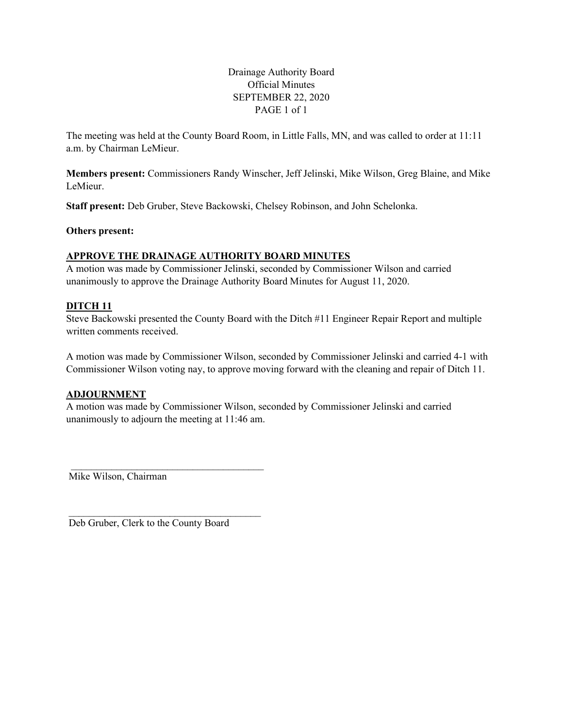Drainage Authority Board
Official Minutes
SEPTEMBER 22, 2020

The meeting was held at the County Board Room, in Little Falls, MN, and was called to order at 11:11 a.m. by Chairman LeMieur.

**Members present:** Commissioners Randy Winscher, Jeff Jelinski, Mike Wilson, Greg Blaine, and Mike LeMieur.

**Staff present:** Deb Gruber, Steve Backowski, Chelsey Robinson, and John Schelonka.

**Others present:**

## APPROVE THE DRAINAGE AUTHORITY BOARD MINUTES

A motion was made by Commissioner Jelinski, seconded by Commissioner Wilson and carried unanimously to approve the Drainage Authority Board Minutes for August 11, 2020.

## DITCH 11

Steve Backowski presented the County Board with the Ditch #11 Engineer Repair Report and multiple written comments received.

A motion was made by Commissioner Wilson, seconded by Commissioner Jelinski and carried 4-1 with Commissioner Wilson voting nay, to approve moving forward with the cleaning and repair of Ditch 11.

## ADJOURNMENT

A motion was made by Commissioner Wilson, seconded by Commissioner Jelinski and carried unanimously to adjourn the meeting at 11:46 am.

\_\_\_\_\_\_\_\_\_\_\_\_\_\_\_\_\_\_\_\_\_\_\_\_\_\_\_\_\_\_\_\_\_\_\_\_\_\_\_\_
Mike Wilson, Chairman

\_\_\_\_\_\_\_\_\_\_\_\_\_\_\_\_\_\_\_\_\_\_\_\_\_\_\_\_\_\_\_\_\_\_\_\_\_\_\_\_
Deb Gruber, Clerk to the County Board